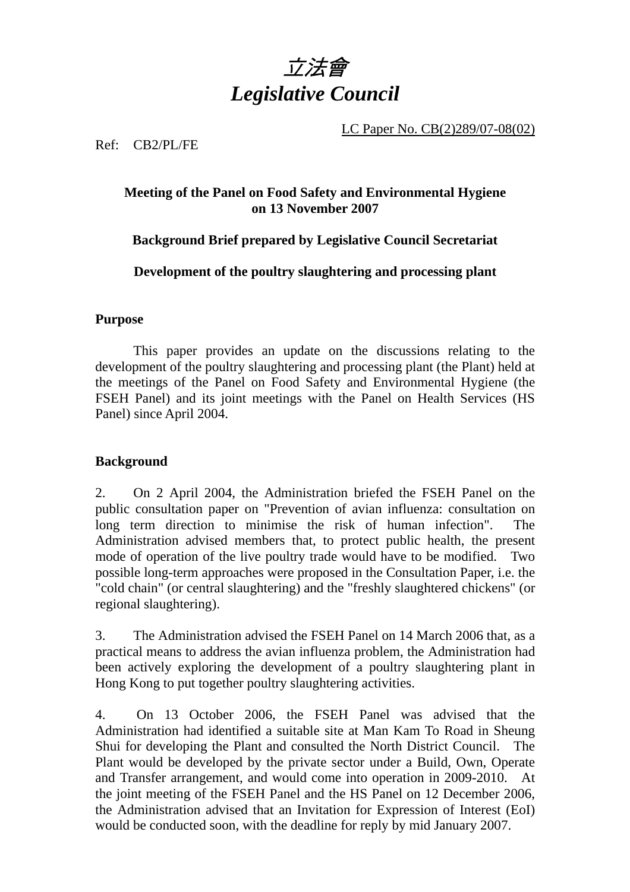# *立法會*
# *Legislative Council*

LC Paper No. CB(2)289/07-08(02)

Ref: CB2/PL/FE

**Meeting of the Panel on Food Safety and Environmental Hygiene on 13 November 2007**

**Background Brief prepared by Legislative Council Secretariat**

**Development of the poultry slaughtering and processing plant**

## Purpose

This paper provides an update on the discussions relating to the development of the poultry slaughtering and processing plant (the Plant) held at the meetings of the Panel on Food Safety and Environmental Hygiene (the FSEH Panel) and its joint meetings with the Panel on Health Services (HS Panel) since April 2004.

## Background

2. On 2 April 2004, the Administration briefed the FSEH Panel on the public consultation paper on "Prevention of avian influenza: consultation on long term direction to minimise the risk of human infection". The Administration advised members that, to protect public health, the present mode of operation of the live poultry trade would have to be modified. Two possible long-term approaches were proposed in the Consultation Paper, i.e. the "cold chain" (or central slaughtering) and the "freshly slaughtered chickens" (or regional slaughtering).

3. The Administration advised the FSEH Panel on 14 March 2006 that, as a practical means to address the avian influenza problem, the Administration had been actively exploring the development of a poultry slaughtering plant in Hong Kong to put together poultry slaughtering activities.

4. On 13 October 2006, the FSEH Panel was advised that the Administration had identified a suitable site at Man Kam To Road in Sheung Shui for developing the Plant and consulted the North District Council. The Plant would be developed by the private sector under a Build, Own, Operate and Transfer arrangement, and would come into operation in 2009-2010. At the joint meeting of the FSEH Panel and the HS Panel on 12 December 2006, the Administration advised that an Invitation for Expression of Interest (EoI) would be conducted soon, with the deadline for reply by mid January 2007.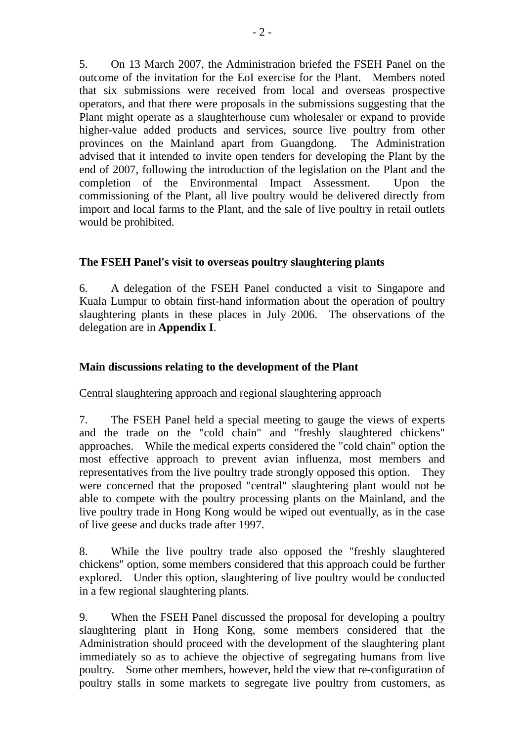5. On 13 March 2007, the Administration briefed the FSEH Panel on the outcome of the invitation for the EoI exercise for the Plant. Members noted that six submissions were received from local and overseas prospective operators, and that there were proposals in the submissions suggesting that the Plant might operate as a slaughterhouse cum wholesaler or expand to provide higher-value added products and services, source live poultry from other provinces on the Mainland apart from Guangdong. The Administration advised that it intended to invite open tenders for developing the Plant by the end of 2007, following the introduction of the legislation on the Plant and the completion of the Environmental Impact Assessment. Upon the commissioning of the Plant, all live poultry would be delivered directly from import and local farms to the Plant, and the sale of live poultry in retail outlets would be prohibited.

**The FSEH Panel's visit to overseas poultry slaughtering plants**

6. A delegation of the FSEH Panel conducted a visit to Singapore and Kuala Lumpur to obtain first-hand information about the operation of poultry slaughtering plants in these places in July 2006. The observations of the delegation are in **Appendix I**.

**Main discussions relating to the development of the Plant**

Central slaughtering approach and regional slaughtering approach

7. The FSEH Panel held a special meeting to gauge the views of experts and the trade on the "cold chain" and "freshly slaughtered chickens" approaches. While the medical experts considered the "cold chain" option the most effective approach to prevent avian influenza, most members and representatives from the live poultry trade strongly opposed this option. They were concerned that the proposed "central" slaughtering plant would not be able to compete with the poultry processing plants on the Mainland, and the live poultry trade in Hong Kong would be wiped out eventually, as in the case of live geese and ducks trade after 1997.

8. While the live poultry trade also opposed the "freshly slaughtered chickens" option, some members considered that this approach could be further explored. Under this option, slaughtering of live poultry would be conducted in a few regional slaughtering plants.

9. When the FSEH Panel discussed the proposal for developing a poultry slaughtering plant in Hong Kong, some members considered that the Administration should proceed with the development of the slaughtering plant immediately so as to achieve the objective of segregating humans from live poultry. Some other members, however, held the view that re-configuration of poultry stalls in some markets to segregate live poultry from customers, as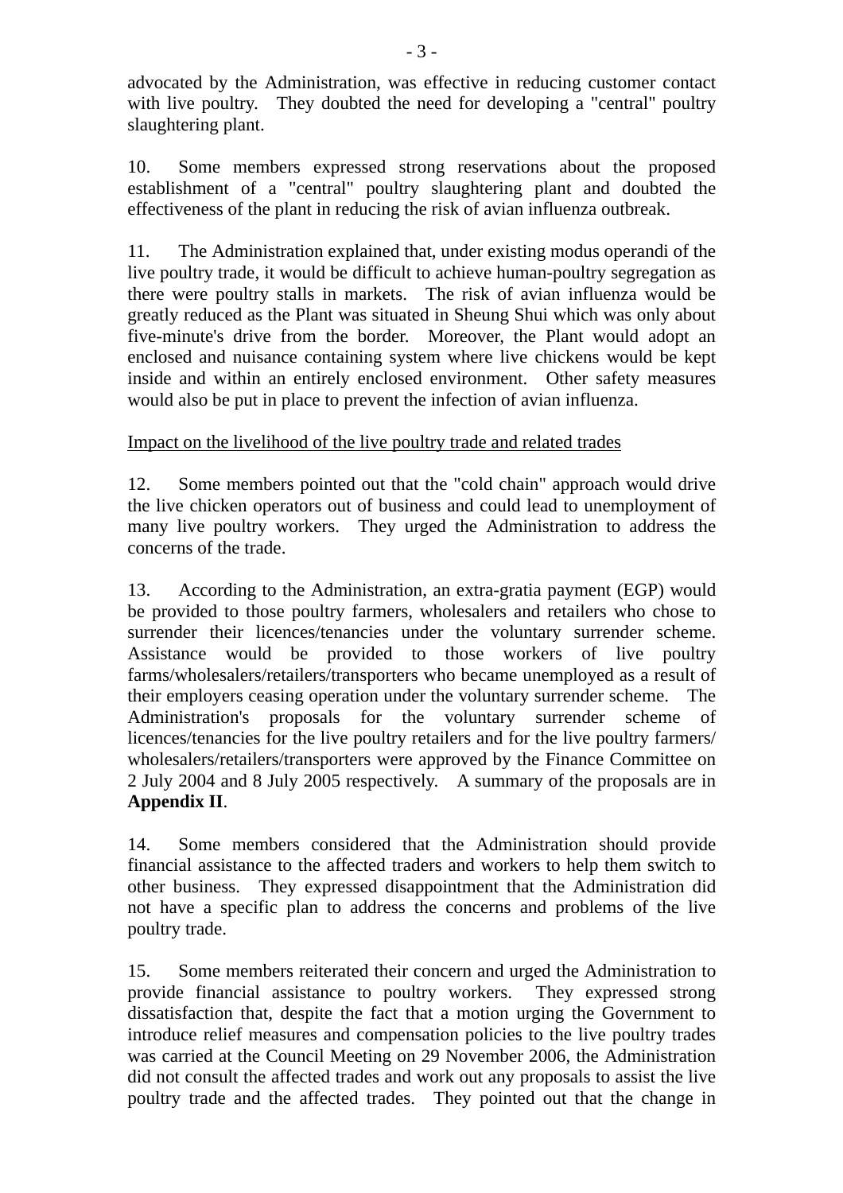advocated by the Administration, was effective in reducing customer contact with live poultry. They doubted the need for developing a "central" poultry slaughtering plant.

10. Some members expressed strong reservations about the proposed establishment of a "central" poultry slaughtering plant and doubted the effectiveness of the plant in reducing the risk of avian influenza outbreak.

11. The Administration explained that, under existing modus operandi of the live poultry trade, it would be difficult to achieve human-poultry segregation as there were poultry stalls in markets. The risk of avian influenza would be greatly reduced as the Plant was situated in Sheung Shui which was only about five-minute's drive from the border. Moreover, the Plant would adopt an enclosed and nuisance containing system where live chickens would be kept inside and within an entirely enclosed environment. Other safety measures would also be put in place to prevent the infection of avian influenza.

<u>Impact on the livelihood of the live poultry trade and related trades</u>

12. Some members pointed out that the "cold chain" approach would drive the live chicken operators out of business and could lead to unemployment of many live poultry workers. They urged the Administration to address the concerns of the trade.

13. According to the Administration, an extra-gratia payment (EGP) would be provided to those poultry farmers, wholesalers and retailers who chose to surrender their licences/tenancies under the voluntary surrender scheme. Assistance would be provided to those workers of live poultry farms/wholesalers/retailers/transporters who became unemployed as a result of their employers ceasing operation under the voluntary surrender scheme. The Administration's proposals for the voluntary surrender scheme of licences/tenancies for the live poultry retailers and for the live poultry farmers/ wholesalers/retailers/transporters were approved by the Finance Committee on 2 July 2004 and 8 July 2005 respectively. A summary of the proposals are in **Appendix II**.

14. Some members considered that the Administration should provide financial assistance to the affected traders and workers to help them switch to other business. They expressed disappointment that the Administration did not have a specific plan to address the concerns and problems of the live poultry trade.

15. Some members reiterated their concern and urged the Administration to provide financial assistance to poultry workers. They expressed strong dissatisfaction that, despite the fact that a motion urging the Government to introduce relief measures and compensation policies to the live poultry trades was carried at the Council Meeting on 29 November 2006, the Administration did not consult the affected trades and work out any proposals to assist the live poultry trade and the affected trades. They pointed out that the change in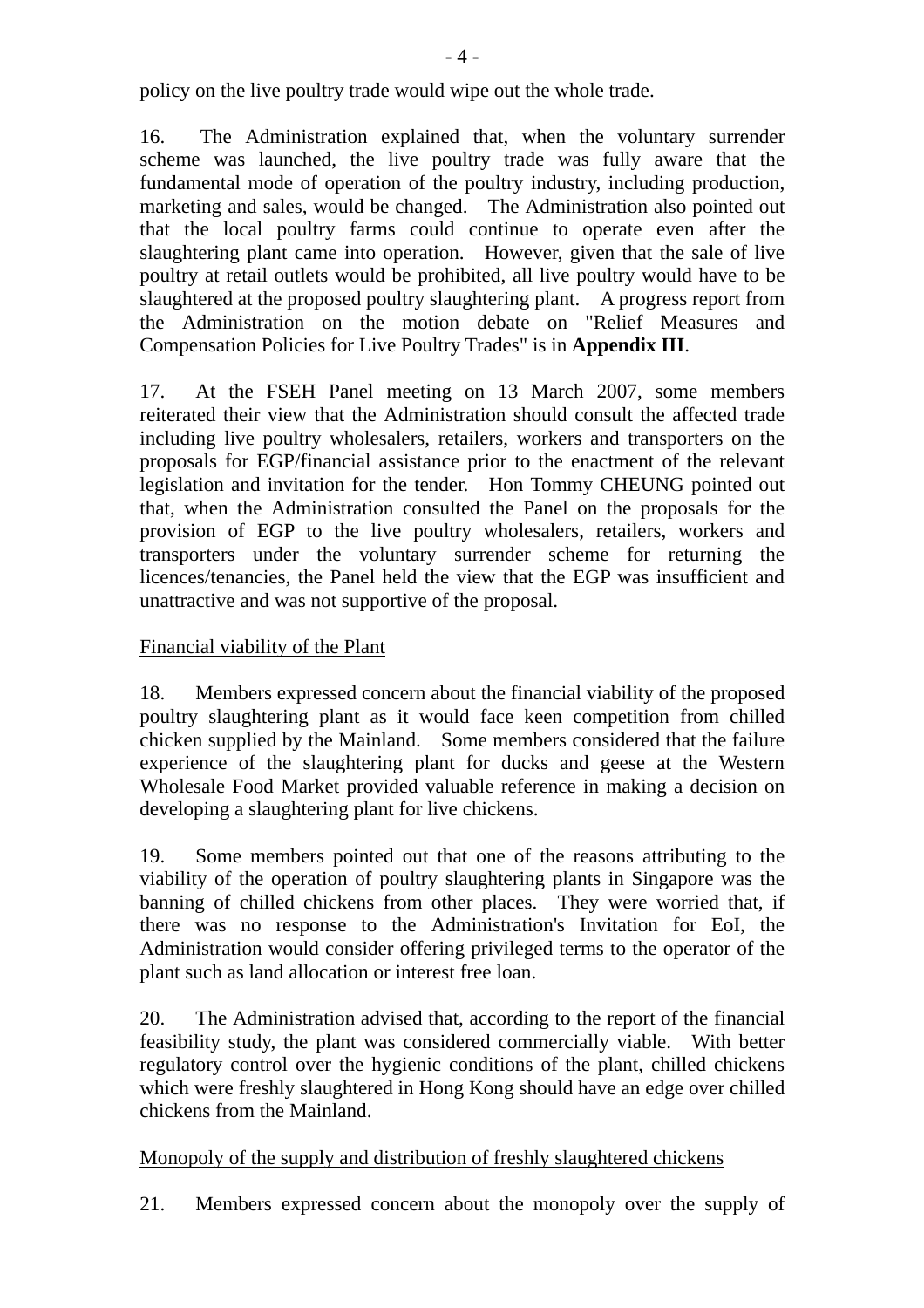policy on the live poultry trade would wipe out the whole trade.

16. The Administration explained that, when the voluntary surrender scheme was launched, the live poultry trade was fully aware that the fundamental mode of operation of the poultry industry, including production, marketing and sales, would be changed. The Administration also pointed out that the local poultry farms could continue to operate even after the slaughtering plant came into operation. However, given that the sale of live poultry at retail outlets would be prohibited, all live poultry would have to be slaughtered at the proposed poultry slaughtering plant. A progress report from the Administration on the motion debate on "Relief Measures and Compensation Policies for Live Poultry Trades" is in **Appendix III**.

17. At the FSEH Panel meeting on 13 March 2007, some members reiterated their view that the Administration should consult the affected trade including live poultry wholesalers, retailers, workers and transporters on the proposals for EGP/financial assistance prior to the enactment of the relevant legislation and invitation for the tender. Hon Tommy CHEUNG pointed out that, when the Administration consulted the Panel on the proposals for the provision of EGP to the live poultry wholesalers, retailers, workers and transporters under the voluntary surrender scheme for returning the licences/tenancies, the Panel held the view that the EGP was insufficient and unattractive and was not supportive of the proposal.

Financial viability of the Plant

18. Members expressed concern about the financial viability of the proposed poultry slaughtering plant as it would face keen competition from chilled chicken supplied by the Mainland. Some members considered that the failure experience of the slaughtering plant for ducks and geese at the Western Wholesale Food Market provided valuable reference in making a decision on developing a slaughtering plant for live chickens.

19. Some members pointed out that one of the reasons attributing to the viability of the operation of poultry slaughtering plants in Singapore was the banning of chilled chickens from other places. They were worried that, if there was no response to the Administration's Invitation for EoI, the Administration would consider offering privileged terms to the operator of the plant such as land allocation or interest free loan.

20. The Administration advised that, according to the report of the financial feasibility study, the plant was considered commercially viable. With better regulatory control over the hygienic conditions of the plant, chilled chickens which were freshly slaughtered in Hong Kong should have an edge over chilled chickens from the Mainland.

Monopoly of the supply and distribution of freshly slaughtered chickens

21. Members expressed concern about the monopoly over the supply of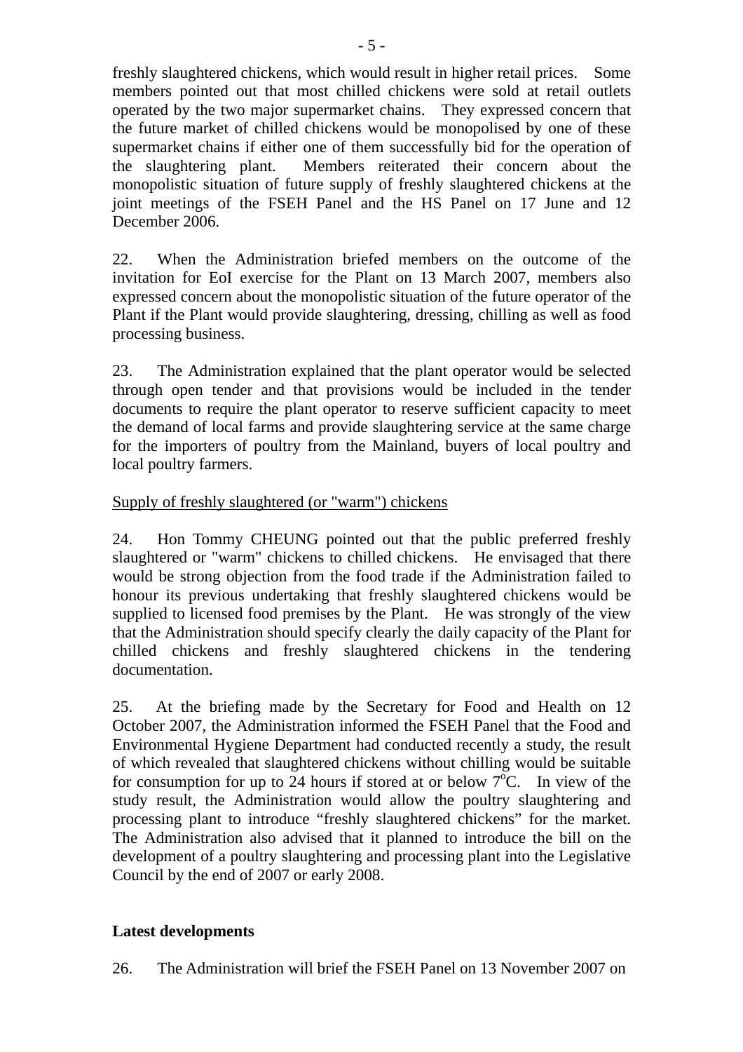freshly slaughtered chickens, which would result in higher retail prices. Some members pointed out that most chilled chickens were sold at retail outlets operated by the two major supermarket chains. They expressed concern that the future market of chilled chickens would be monopolised by one of these supermarket chains if either one of them successfully bid for the operation of the slaughtering plant. Members reiterated their concern about the monopolistic situation of future supply of freshly slaughtered chickens at the joint meetings of the FSEH Panel and the HS Panel on 17 June and 12 December 2006.

22. When the Administration briefed members on the outcome of the invitation for EoI exercise for the Plant on 13 March 2007, members also expressed concern about the monopolistic situation of the future operator of the Plant if the Plant would provide slaughtering, dressing, chilling as well as food processing business.

23. The Administration explained that the plant operator would be selected through open tender and that provisions would be included in the tender documents to require the plant operator to reserve sufficient capacity to meet the demand of local farms and provide slaughtering service at the same charge for the importers of poultry from the Mainland, buyers of local poultry and local poultry farmers.

<u>Supply of freshly slaughtered (or "warm") chickens</u>

24. Hon Tommy CHEUNG pointed out that the public preferred freshly slaughtered or "warm" chickens to chilled chickens. He envisaged that there would be strong objection from the food trade if the Administration failed to honour its previous undertaking that freshly slaughtered chickens would be supplied to licensed food premises by the Plant. He was strongly of the view that the Administration should specify clearly the daily capacity of the Plant for chilled chickens and freshly slaughtered chickens in the tendering documentation.

25. At the briefing made by the Secretary for Food and Health on 12 October 2007, the Administration informed the FSEH Panel that the Food and Environmental Hygiene Department had conducted recently a study, the result of which revealed that slaughtered chickens without chilling would be suitable for consumption for up to 24 hours if stored at or below $7^{o}$C. In view of the study result, the Administration would allow the poultry slaughtering and processing plant to introduce "freshly slaughtered chickens" for the market. The Administration also advised that it planned to introduce the bill on the development of a poultry slaughtering and processing plant into the Legislative Council by the end of 2007 or early 2008.

**Latest developments**

26. The Administration will brief the FSEH Panel on 13 November 2007 on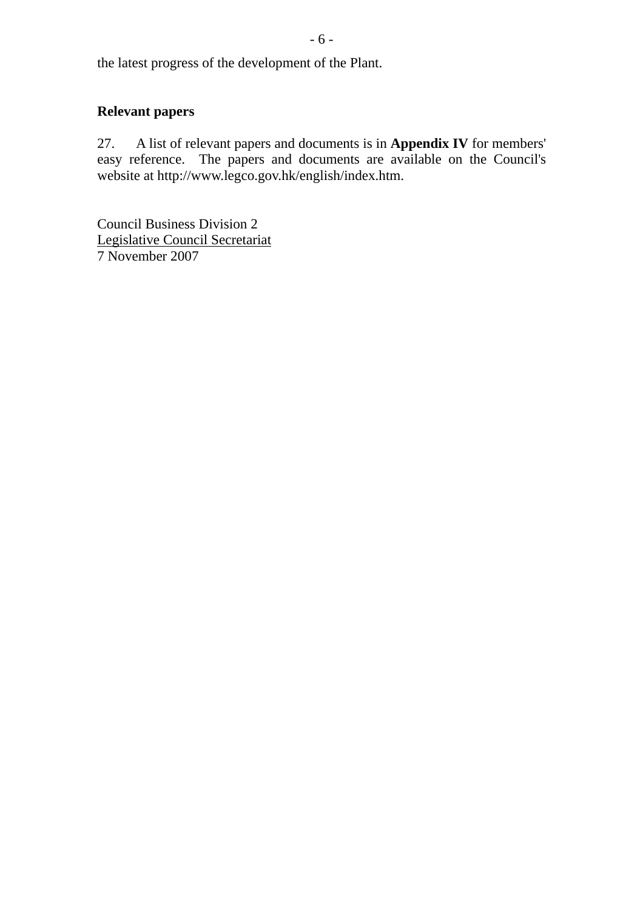the latest progress of the development of the Plant.

**Relevant papers**

27. A list of relevant papers and documents is in **Appendix IV** for members' easy reference. The papers and documents are available on the Council's website at http://www.legco.gov.hk/english/index.htm.

Council Business Division 2
Legislative Council Secretariat
7 November 2007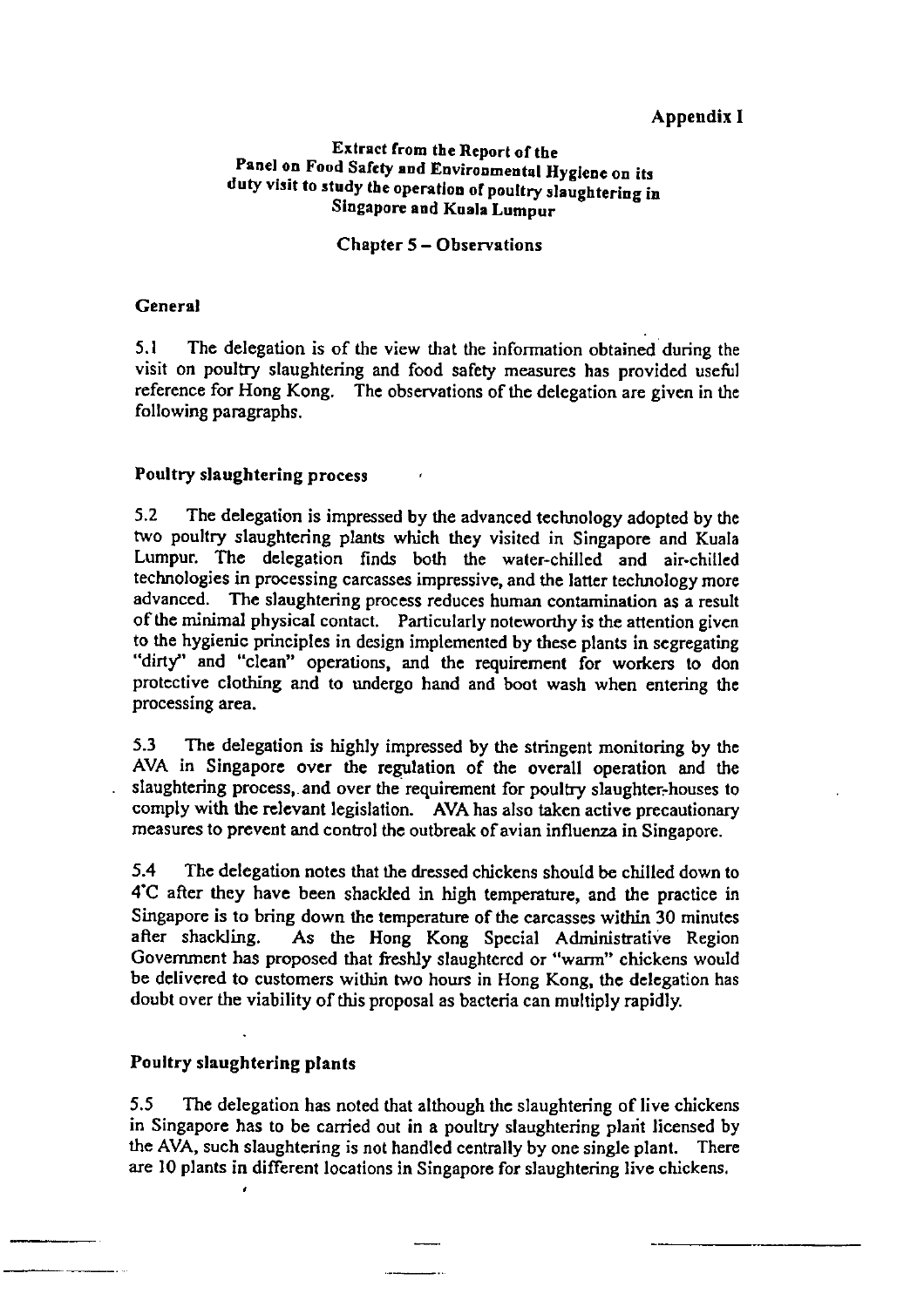**Appendix I**

**Extract from the Report of the Panel on Food Safety and Environmental Hygiene on its duty visit to study the operation of poultry slaughtering in Singapore and Kuala Lumpur**

**Chapter 5 – Observations**

**General**

5.1 The delegation is of the view that the information obtained during the visit on poultry slaughtering and food safety measures has provided useful reference for Hong Kong. The observations of the delegation are given in the following paragraphs.

**Poultry slaughtering process**

5.2 The delegation is impressed by the advanced technology adopted by the two poultry slaughtering plants which they visited in Singapore and Kuala Lumpur. The delegation finds both the water-chilled and air-chilled technologies in processing carcasses impressive, and the latter technology more advanced. The slaughtering process reduces human contamination as a result of the minimal physical contact. Particularly noteworthy is the attention given to the hygienic principles in design implemented by these plants in segregating "dirty" and "clean" operations, and the requirement for workers to don protective clothing and to undergo hand and boot wash when entering the processing area.

5.3 The delegation is highly impressed by the stringent monitoring by the AVA in Singapore over the regulation of the overall operation and the slaughtering process, and over the requirement for poultry slaughter-houses to comply with the relevant legislation. AVA has also taken active precautionary measures to prevent and control the outbreak of avian influenza in Singapore.

5.4 The delegation notes that the dressed chickens should be chilled down to 4°C after they have been shackled in high temperature, and the practice in Singapore is to bring down the temperature of the carcasses within 30 minutes after shackling. As the Hong Kong Special Administrative Region Government has proposed that freshly slaughtered or "warm" chickens would be delivered to customers within two hours in Hong Kong, the delegation has doubt over the viability of this proposal as bacteria can multiply rapidly.

**Poultry slaughtering plants**

5.5 The delegation has noted that although the slaughtering of live chickens in Singapore has to be carried out in a poultry slaughtering plant licensed by the AVA, such slaughtering is not handled centrally by one single plant. There are 10 plants in different locations in Singapore for slaughtering live chickens.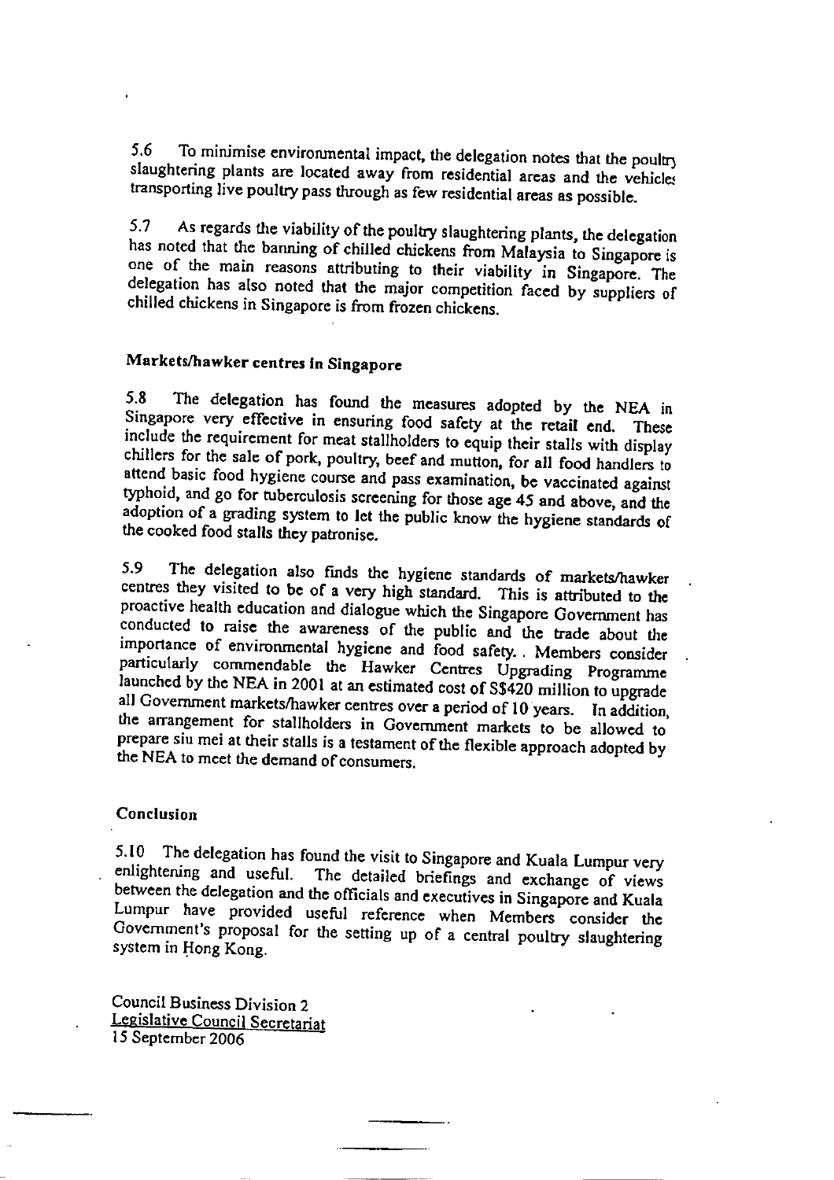5.6 To minimise environmental impact, the delegation notes that the poultry slaughtering plants are located away from residential areas and the vehicles transporting live poultry pass through as few residential areas as possible.

5.7 As regards the viability of the poultry slaughtering plants, the delegation has noted that the banning of chilled chickens from Malaysia to Singapore is one of the main reasons attributing to their viability in Singapore. The delegation has also noted that the major competition faced by suppliers of chilled chickens in Singapore is from frozen chickens.

### Markets/hawker centres in Singapore

5.8 The delegation has found the measures adopted by the NEA in Singapore very effective in ensuring food safety at the retail end. These include the requirement for meat stallholders to equip their stalls with display chillers for the sale of pork, poultry, beef and mutton, for all food handlers to attend basic food hygiene course and pass examination, be vaccinated against typhoid, and go for tuberculosis screening for those age 45 and above, and the adoption of a grading system to let the public know the hygiene standards of the cooked food stalls they patronise.

5.9 The delegation also finds the hygiene standards of markets/hawker centres they visited to be of a very high standard. This is attributed to the proactive health education and dialogue which the Singapore Government has conducted to raise the awareness of the public and the trade about the importance of environmental hygiene and food safety. . Members consider particularly commendable the Hawker Centres Upgrading Programme launched by the NEA in 2001 at an estimated cost of S$420 million to upgrade all Government markets/hawker centres over a period of 10 years. In addition, the arrangement for stallholders in Government markets to be allowed to prepare siu mei at their stalls is a testament of the flexible approach adopted by the NEA to meet the demand of consumers.

### Conclusion

5.10 The delegation has found the visit to Singapore and Kuala Lumpur very enlightening and useful. The detailed briefings and exchange of views between the delegation and the officials and executives in Singapore and Kuala Lumpur have provided useful reference when Members consider the Government's proposal for the setting up of a central poultry slaughtering system in Hong Kong.

Council Business Division 2
Legislative Council Secretariat
15 September 2006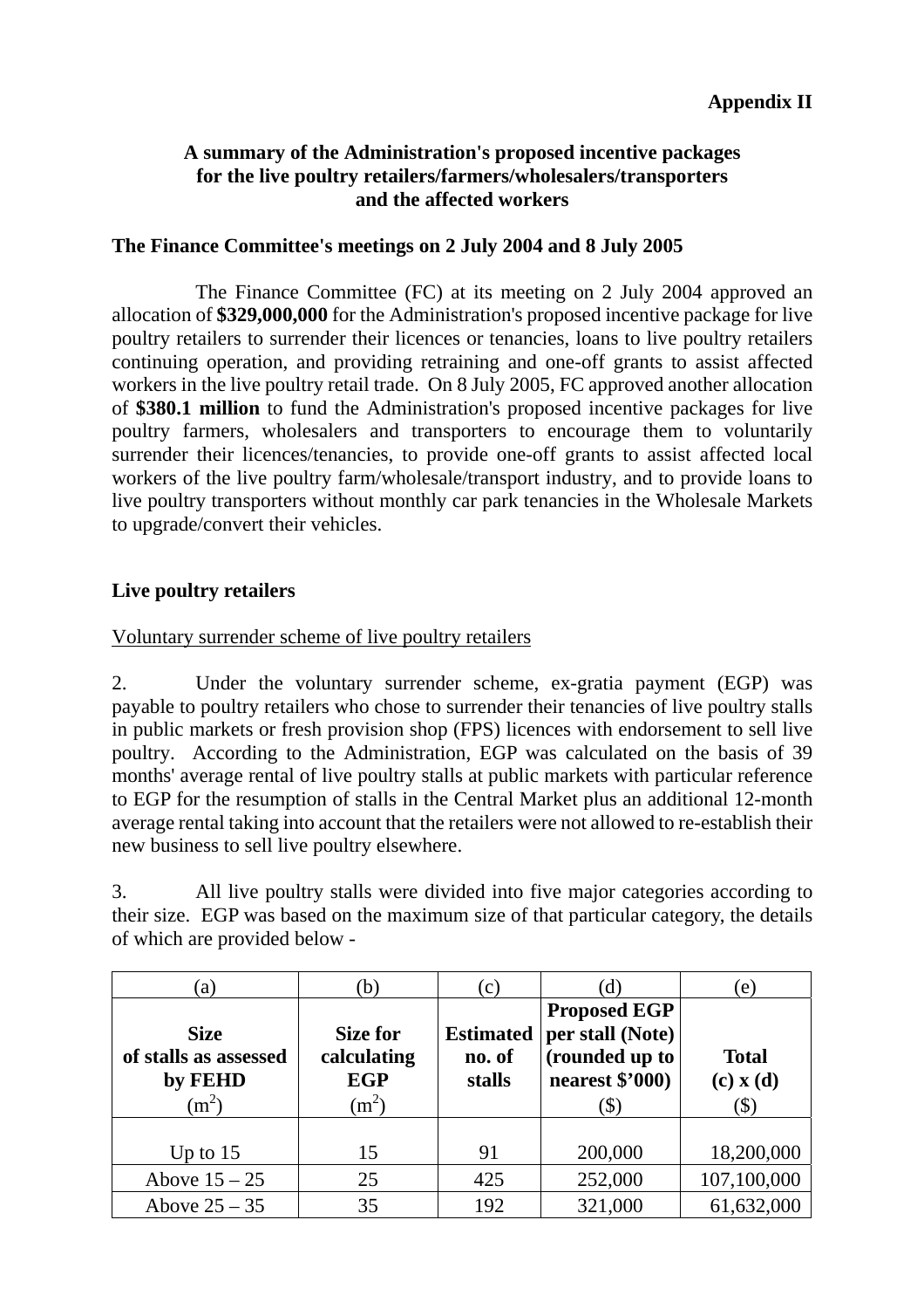**Appendix II**

**A summary of the Administration's proposed incentive packages for the live poultry retailers/farmers/wholesalers/transporters and the affected workers**

**The Finance Committee's meetings on 2 July 2004 and 8 July 2005**

The Finance Committee (FC) at its meeting on 2 July 2004 approved an allocation of **$329,000,000** for the Administration's proposed incentive package for live poultry retailers to surrender their licences or tenancies, loans to live poultry retailers continuing operation, and providing retraining and one-off grants to assist affected workers in the live poultry retail trade. On 8 July 2005, FC approved another allocation of **$380.1 million** to fund the Administration's proposed incentive packages for live poultry farmers, wholesalers and transporters to encourage them to voluntarily surrender their licences/tenancies, to provide one-off grants to assist affected local workers of the live poultry farm/wholesale/transport industry, and to provide loans to live poultry transporters without monthly car park tenancies in the Wholesale Markets to upgrade/convert their vehicles.

**Live poultry retailers**

Voluntary surrender scheme of live poultry retailers

2. Under the voluntary surrender scheme, ex-gratia payment (EGP) was payable to poultry retailers who chose to surrender their tenancies of live poultry stalls in public markets or fresh provision shop (FPS) licences with endorsement to sell live poultry. According to the Administration, EGP was calculated on the basis of 39 months' average rental of live poultry stalls at public markets with particular reference to EGP for the resumption of stalls in the Central Market plus an additional 12-month average rental taking into account that the retailers were not allowed to re-establish their new business to sell live poultry elsewhere.

3. All live poultry stalls were divided into five major categories according to their size. EGP was based on the maximum size of that particular category, the details of which are provided below -

| (a) | (b) | (c) | (d) | (e) |
|---|---|---|---|---|
| **Size of stalls as assessed by FEHD** ($m^2$) | **Size for calculating EGP** ($m^2$) | **Estimated no. of stalls** | **Proposed EGP per stall (Note) (rounded up to nearest $'000)** ($) | **Total (c) x (d)** ($) |
| Up to 15 | 15 | 91 | 200,000 | 18,200,000 |
| Above 15 – 25 | 25 | 425 | 252,000 | 107,100,000 |
| Above 25 – 35 | 35 | 192 | 321,000 | 61,632,000 |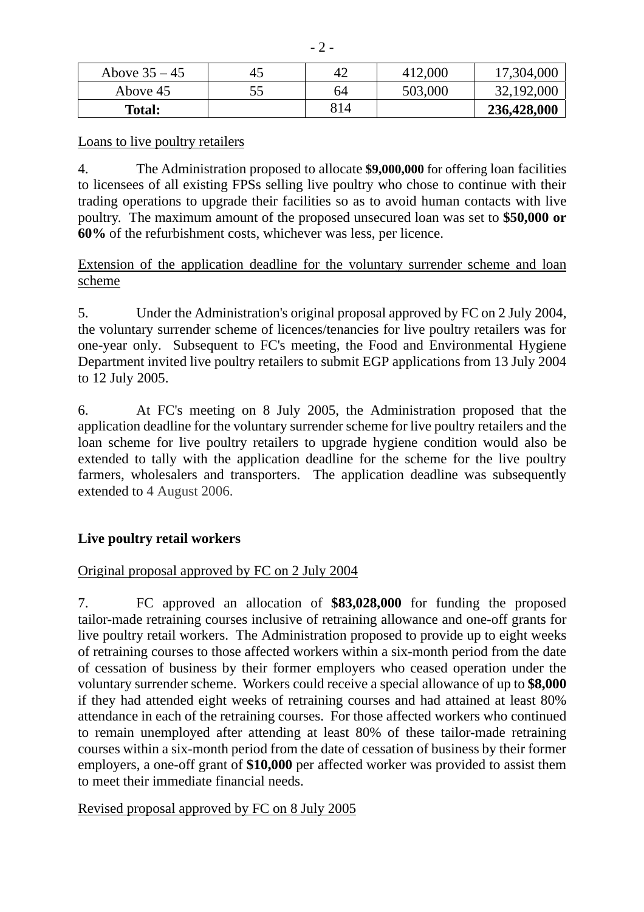| Above 35 – 45 | 45 | 42 | 412,000 | 17,304,000 |
|---|---|---|---|---|
| Above 45 | 55 | 64 | 503,000 | 32,192,000 |
| **Total:** | | 814 | | **236,428,000** |

Loans to live poultry retailers

4. The Administration proposed to allocate **$9,000,000** for offering loan facilities to licensees of all existing FPSs selling live poultry who chose to continue with their trading operations to upgrade their facilities so as to avoid human contacts with live poultry. The maximum amount of the proposed unsecured loan was set to **$50,000 or 60%** of the refurbishment costs, whichever was less, per licence.

Extension of the application deadline for the voluntary surrender scheme and loan scheme

5. Under the Administration's original proposal approved by FC on 2 July 2004, the voluntary surrender scheme of licences/tenancies for live poultry retailers was for one-year only. Subsequent to FC's meeting, the Food and Environmental Hygiene Department invited live poultry retailers to submit EGP applications from 13 July 2004 to 12 July 2005.

6. At FC's meeting on 8 July 2005, the Administration proposed that the application deadline for the voluntary surrender scheme for live poultry retailers and the loan scheme for live poultry retailers to upgrade hygiene condition would also be extended to tally with the application deadline for the scheme for the live poultry farmers, wholesalers and transporters. The application deadline was subsequently extended to 4 August 2006.

**Live poultry retail workers**

Original proposal approved by FC on 2 July 2004

7. FC approved an allocation of **$83,028,000** for funding the proposed tailor-made retraining courses inclusive of retraining allowance and one-off grants for live poultry retail workers. The Administration proposed to provide up to eight weeks of retraining courses to those affected workers within a six-month period from the date of cessation of business by their former employers who ceased operation under the voluntary surrender scheme. Workers could receive a special allowance of up to **$8,000** if they had attended eight weeks of retraining courses and had attained at least 80% attendance in each of the retraining courses. For those affected workers who continued to remain unemployed after attending at least 80% of these tailor-made retraining courses within a six-month period from the date of cessation of business by their former employers, a one-off grant of **$10,000** per affected worker was provided to assist them to meet their immediate financial needs.

Revised proposal approved by FC on 8 July 2005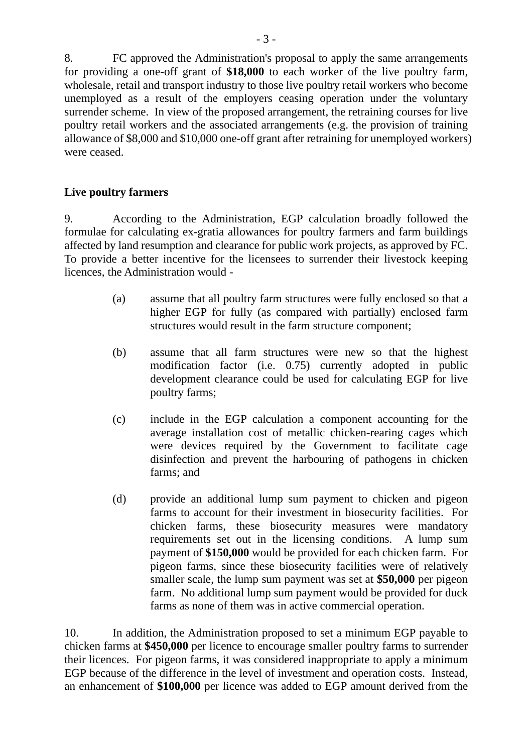8. FC approved the Administration's proposal to apply the same arrangements for providing a one-off grant of **$18,000** to each worker of the live poultry farm, wholesale, retail and transport industry to those live poultry retail workers who become unemployed as a result of the employers ceasing operation under the voluntary surrender scheme. In view of the proposed arrangement, the retraining courses for live poultry retail workers and the associated arrangements (e.g. the provision of training allowance of $8,000 and $10,000 one-off grant after retraining for unemployed workers) were ceased.

**Live poultry farmers**

9. According to the Administration, EGP calculation broadly followed the formulae for calculating ex-gratia allowances for poultry farmers and farm buildings affected by land resumption and clearance for public work projects, as approved by FC. To provide a better incentive for the licensees to surrender their livestock keeping licences, the Administration would -

(a) assume that all poultry farm structures were fully enclosed so that a higher EGP for fully (as compared with partially) enclosed farm structures would result in the farm structure component;

(b) assume that all farm structures were new so that the highest modification factor (i.e. 0.75) currently adopted in public development clearance could be used for calculating EGP for live poultry farms;

(c) include in the EGP calculation a component accounting for the average installation cost of metallic chicken-rearing cages which were devices required by the Government to facilitate cage disinfection and prevent the harbouring of pathogens in chicken farms; and

(d) provide an additional lump sum payment to chicken and pigeon farms to account for their investment in biosecurity facilities. For chicken farms, these biosecurity measures were mandatory requirements set out in the licensing conditions. A lump sum payment of **$150,000** would be provided for each chicken farm. For pigeon farms, since these biosecurity facilities were of relatively smaller scale, the lump sum payment was set at **$50,000** per pigeon farm. No additional lump sum payment would be provided for duck farms as none of them was in active commercial operation.

10. In addition, the Administration proposed to set a minimum EGP payable to chicken farms at **$450,000** per licence to encourage smaller poultry farms to surrender their licences. For pigeon farms, it was considered inappropriate to apply a minimum EGP because of the difference in the level of investment and operation costs. Instead, an enhancement of **$100,000** per licence was added to EGP amount derived from the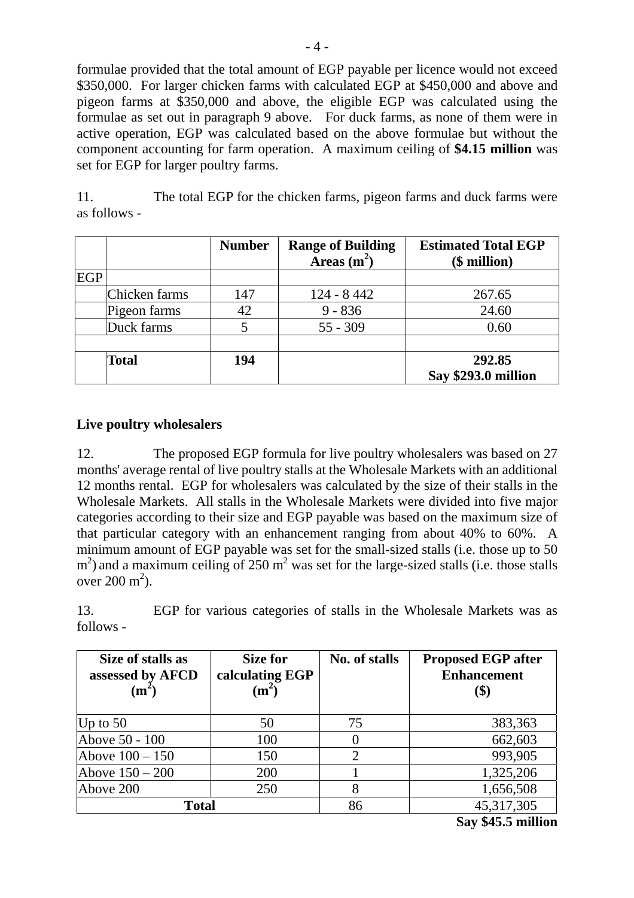formulae provided that the total amount of EGP payable per licence would not exceed \$350,000. For larger chicken farms with calculated EGP at \$450,000 and above and pigeon farms at \$350,000 and above, the eligible EGP was calculated using the formulae as set out in paragraph 9 above. For duck farms, as none of them were in active operation, EGP was calculated based on the above formulae but without the component accounting for farm operation. A maximum ceiling of **\$4.15 million** was set for EGP for larger poultry farms.

11. The total EGP for the chicken farms, pigeon farms and duck farms were as follows -

| | | **Number** | **Range of Building Areas ($m^2$)** | **Estimated Total EGP (\$ million)** |
|---|---|---|---|---|
| EGP | | | | |
| | Chicken farms | 147 | 124 - 8 442 | 267.65 |
| | Pigeon farms | 42 | 9 - 836 | 24.60 |
| | Duck farms | 5 | 55 - 309 | 0.60 |
| | | | | |
| | **Total** | **194** | | **292.85** **Say \$293.0 million** |

**Live poultry wholesalers**

12. The proposed EGP formula for live poultry wholesalers was based on 27 months' average rental of live poultry stalls at the Wholesale Markets with an additional 12 months rental. EGP for wholesalers was calculated by the size of their stalls in the Wholesale Markets. All stalls in the Wholesale Markets were divided into five major categories according to their size and EGP payable was based on the maximum size of that particular category with an enhancement ranging from about 40% to 60%. A minimum amount of EGP payable was set for the small-sized stalls (i.e. those up to 50 $m^2$) and a maximum ceiling of 250 $m^2$ was set for the large-sized stalls (i.e. those stalls over 200 $m^2$).

13. EGP for various categories of stalls in the Wholesale Markets was as follows -

| **Size of stalls as assessed by AFCD ($m^2$)** | **Size for calculating EGP ($m^2$)** | **No. of stalls** | **Proposed EGP after Enhancement (\$)** |
|---|---|---|---|
| Up to 50 | 50 | 75 | 383,363 |
| Above 50 - 100 | 100 | 0 | 662,603 |
| Above 100 – 150 | 150 | 2 | 993,905 |
| Above 150 – 200 | 200 | 1 | 1,325,206 |
| Above 200 | 250 | 8 | 1,656,508 |
| **Total** | | 86 | 45,317,305 |

**Say \$45.5 million**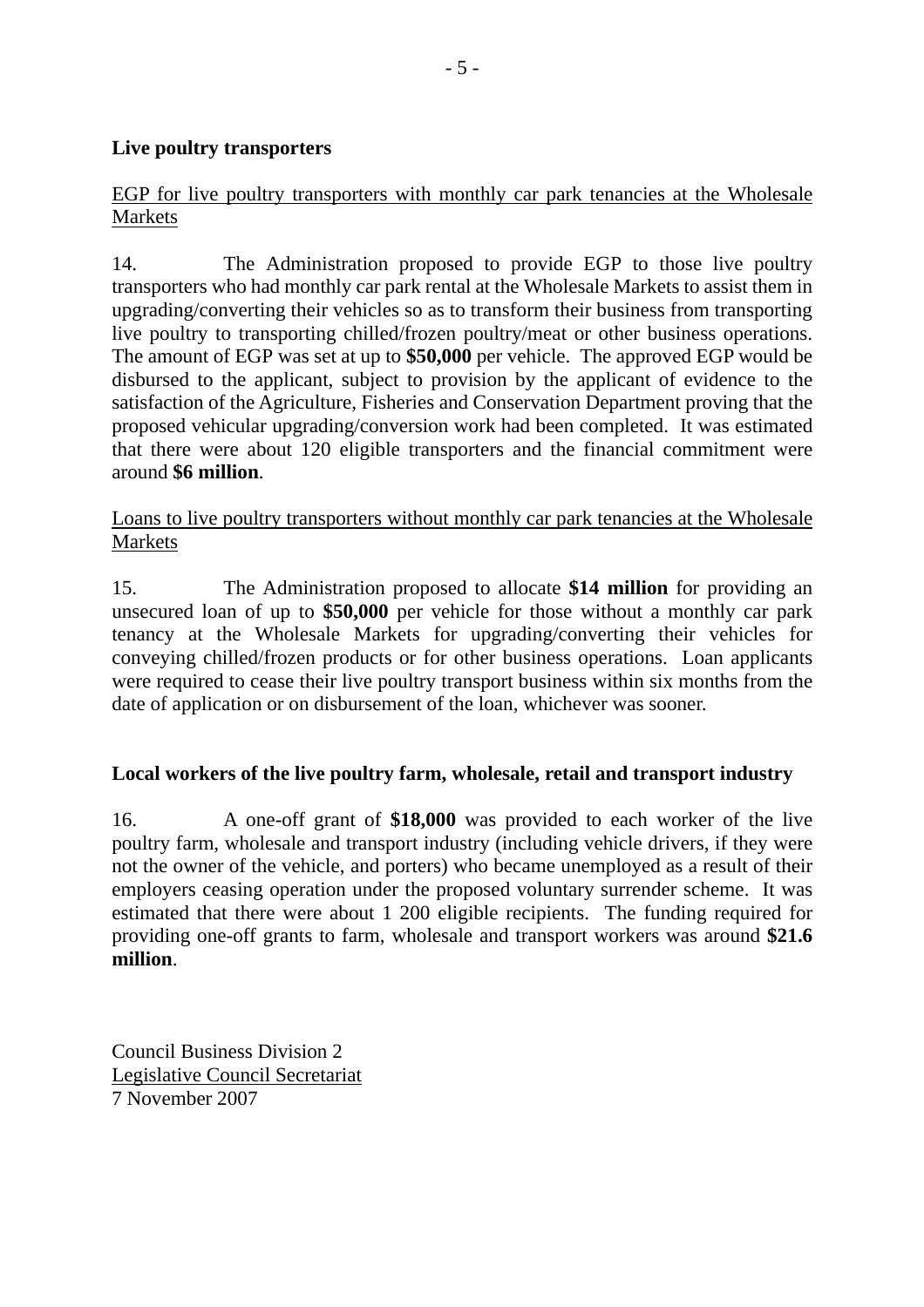**Live poultry transporters**

EGP for live poultry transporters with monthly car park tenancies at the Wholesale Markets

14. The Administration proposed to provide EGP to those live poultry transporters who had monthly car park rental at the Wholesale Markets to assist them in upgrading/converting their vehicles so as to transform their business from transporting live poultry to transporting chilled/frozen poultry/meat or other business operations. The amount of EGP was set at up to **$50,000** per vehicle. The approved EGP would be disbursed to the applicant, subject to provision by the applicant of evidence to the satisfaction of the Agriculture, Fisheries and Conservation Department proving that the proposed vehicular upgrading/conversion work had been completed. It was estimated that there were about 120 eligible transporters and the financial commitment were around **$6 million**.

Loans to live poultry transporters without monthly car park tenancies at the Wholesale Markets

15. The Administration proposed to allocate **$14 million** for providing an unsecured loan of up to **$50,000** per vehicle for those without a monthly car park tenancy at the Wholesale Markets for upgrading/converting their vehicles for conveying chilled/frozen products or for other business operations. Loan applicants were required to cease their live poultry transport business within six months from the date of application or on disbursement of the loan, whichever was sooner.

**Local workers of the live poultry farm, wholesale, retail and transport industry**

16. A one-off grant of **$18,000** was provided to each worker of the live poultry farm, wholesale and transport industry (including vehicle drivers, if they were not the owner of the vehicle, and porters) who became unemployed as a result of their employers ceasing operation under the proposed voluntary surrender scheme. It was estimated that there were about 1 200 eligible recipients. The funding required for providing one-off grants to farm, wholesale and transport workers was around **$21.6 million**.

Council Business Division 2
Legislative Council Secretariat
7 November 2007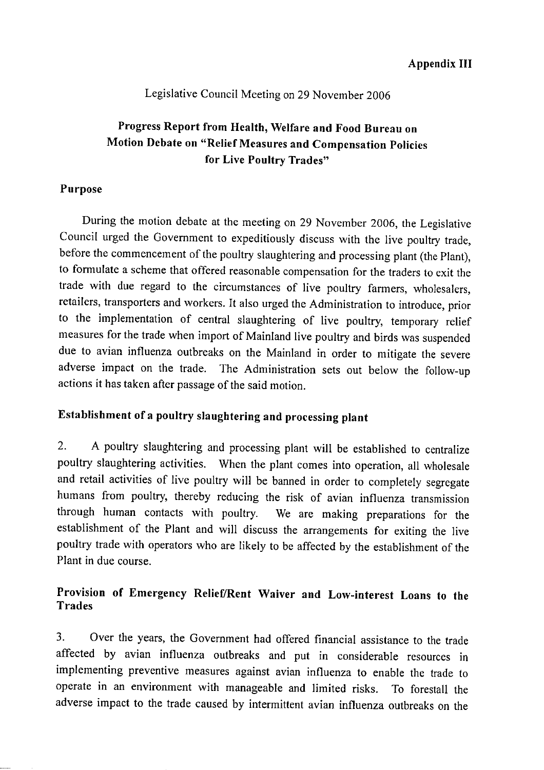**Appendix III**

Legislative Council Meeting on 29 November 2006

# Progress Report from Health, Welfare and Food Bureau on Motion Debate on "Relief Measures and Compensation Policies for Live Poultry Trades"

## Purpose

During the motion debate at the meeting on 29 November 2006, the Legislative Council urged the Government to expeditiously discuss with the live poultry trade, before the commencement of the poultry slaughtering and processing plant (the Plant), to formulate a scheme that offered reasonable compensation for the traders to exit the trade with due regard to the circumstances of live poultry farmers, wholesalers, retailers, transporters and workers. It also urged the Administration to introduce, prior to the implementation of central slaughtering of live poultry, temporary relief measures for the trade when import of Mainland live poultry and birds was suspended due to avian influenza outbreaks on the Mainland in order to mitigate the severe adverse impact on the trade. The Administration sets out below the follow-up actions it has taken after passage of the said motion.

## Establishment of a poultry slaughtering and processing plant

2. A poultry slaughtering and processing plant will be established to centralize poultry slaughtering activities. When the plant comes into operation, all wholesale and retail activities of live poultry will be banned in order to completely segregate humans from poultry, thereby reducing the risk of avian influenza transmission through human contacts with poultry. We are making preparations for the establishment of the Plant and will discuss the arrangements for exiting the live poultry trade with operators who are likely to be affected by the establishment of the Plant in due course.

## Provision of Emergency Relief/Rent Waiver and Low-interest Loans to the Trades

3. Over the years, the Government had offered financial assistance to the trade affected by avian influenza outbreaks and put in considerable resources in implementing preventive measures against avian influenza to enable the trade to operate in an environment with manageable and limited risks. To forestall the adverse impact to the trade caused by intermittent avian influenza outbreaks on the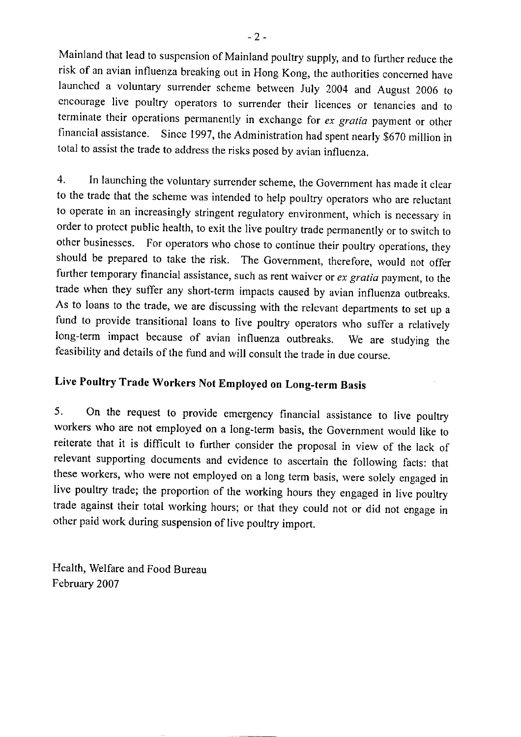Mainland that lead to suspension of Mainland poultry supply, and to further reduce the risk of an avian influenza breaking out in Hong Kong, the authorities concerned have launched a voluntary surrender scheme between July 2004 and August 2006 to encourage live poultry operators to surrender their licences or tenancies and to terminate their operations permanently in exchange for *ex gratia* payment or other financial assistance. Since 1997, the Administration had spent nearly $670 million in total to assist the trade to address the risks posed by avian influenza.

4. In launching the voluntary surrender scheme, the Government has made it clear to the trade that the scheme was intended to help poultry operators who are reluctant to operate in an increasingly stringent regulatory environment, which is necessary in order to protect public health, to exit the live poultry trade permanently or to switch to other businesses. For operators who chose to continue their poultry operations, they should be prepared to take the risk. The Government, therefore, would not offer further temporary financial assistance, such as rent waiver or *ex gratia* payment, to the trade when they suffer any short-term impacts caused by avian influenza outbreaks. As to loans to the trade, we are discussing with the relevant departments to set up a fund to provide transitional loans to live poultry operators who suffer a relatively long-term impact because of avian influenza outbreaks. We are studying the feasibility and details of the fund and will consult the trade in due course.

## Live Poultry Trade Workers Not Employed on Long-term Basis

5. On the request to provide emergency financial assistance to live poultry workers who are not employed on a long-term basis, the Government would like to reiterate that it is difficult to further consider the proposal in view of the lack of relevant supporting documents and evidence to ascertain the following facts: that these workers, who were not employed on a long term basis, were solely engaged in live poultry trade; the proportion of the working hours they engaged in live poultry trade against their total working hours; or that they could not or did not engage in other paid work during suspension of live poultry import.

Health, Welfare and Food Bureau
February 2007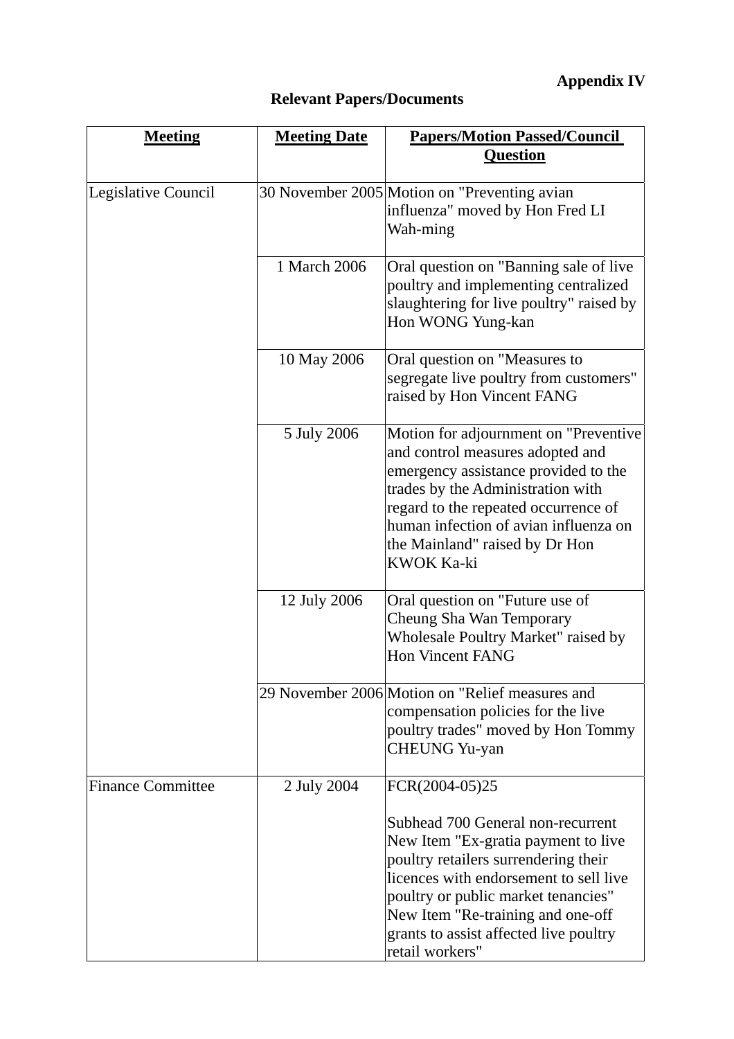**Appendix IV**

**Relevant Papers/Documents**

| **Meeting** | **Meeting Date** | **Papers/Motion Passed/Council Question** |
|---|---|---|
| Legislative Council | 30 November 2005 | Motion on "Preventing avian influenza" moved by Hon Fred LI Wah-ming |
| | 1 March 2006 | Oral question on "Banning sale of live poultry and implementing centralized slaughtering for live poultry" raised by Hon WONG Yung-kan |
| | 10 May 2006 | Oral question on "Measures to segregate live poultry from customers" raised by Hon Vincent FANG |
| | 5 July 2006 | Motion for adjournment on "Preventive and control measures adopted and emergency assistance provided to the trades by the Administration with regard to the repeated occurrence of human infection of avian influenza on the Mainland" raised by Dr Hon KWOK Ka-ki |
| | 12 July 2006 | Oral question on "Future use of Cheung Sha Wan Temporary Wholesale Poultry Market" raised by Hon Vincent FANG |
| | 29 November 2006 | Motion on "Relief measures and compensation policies for the live poultry trades" moved by Hon Tommy CHEUNG Yu-yan |
| Finance Committee | 2 July 2004 | FCR(2004-05)25<br><br>Subhead 700 General non-recurrent New Item "Ex-gratia payment to live poultry retailers surrendering their licences with endorsement to sell live poultry or public market tenancies" New Item "Re-training and one-off grants to assist affected live poultry retail workers" |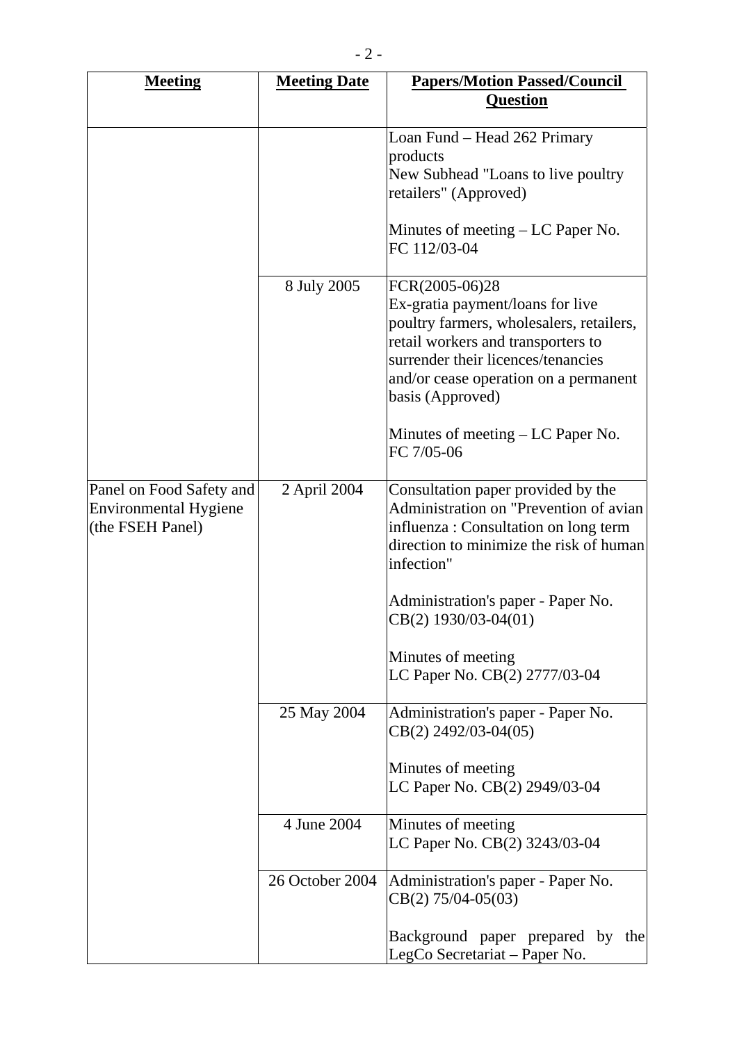| **Meeting** | **Meeting Date** | **Papers/Motion Passed/Council Question** |
|---|---|---|
| | | Loan Fund – Head 262 Primary products<br>New Subhead "Loans to live poultry retailers" (Approved)<br><br>Minutes of meeting – LC Paper No. FC 112/03-04 |
| | 8 July 2005 | FCR(2005-06)28<br>Ex-gratia payment/loans for live poultry farmers, wholesalers, retailers, retail workers and transporters to surrender their licences/tenancies and/or cease operation on a permanent basis (Approved)<br><br>Minutes of meeting – LC Paper No. FC 7/05-06 |
| Panel on Food Safety and Environmental Hygiene (the FSEH Panel) | 2 April 2004 | Consultation paper provided by the Administration on "Prevention of avian influenza : Consultation on long term direction to minimize the risk of human infection"<br><br>Administration's paper - Paper No. CB(2) 1930/03-04(01)<br><br>Minutes of meeting<br>LC Paper No. CB(2) 2777/03-04 |
| | 25 May 2004 | Administration's paper - Paper No. CB(2) 2492/03-04(05)<br><br>Minutes of meeting<br>LC Paper No. CB(2) 2949/03-04 |
| | 4 June 2004 | Minutes of meeting<br>LC Paper No. CB(2) 3243/03-04 |
| | 26 October 2004 | Administration's paper - Paper No. CB(2) 75/04-05(03)<br><br>Background paper prepared by the LegCo Secretariat – Paper No. |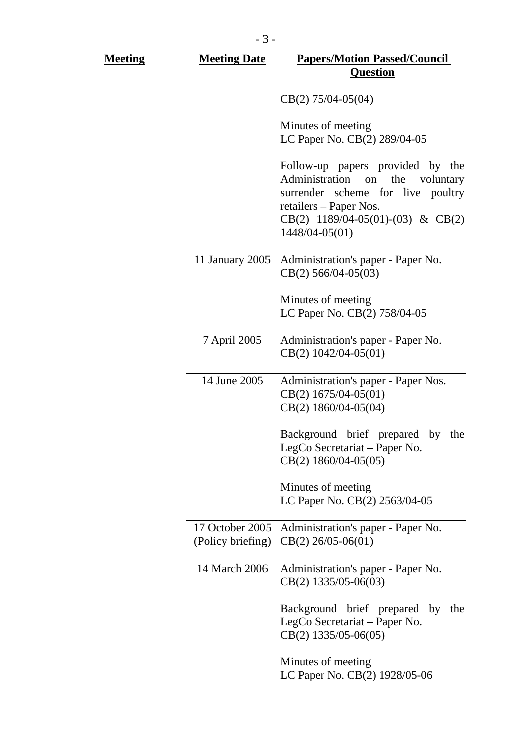| **Meeting** | **Meeting Date** | **Papers/Motion Passed/Council Question** |
|---|---|---|
| | | CB(2) 75/04-05(04)<br><br>Minutes of meeting<br>LC Paper No. CB(2) 289/04-05<br><br>Follow-up papers provided by the Administration on the voluntary surrender scheme for live poultry retailers – Paper Nos. CB(2) 1189/04-05(01)-(03) & CB(2) 1448/04-05(01) |
| | 11 January 2005 | Administration's paper - Paper No. CB(2) 566/04-05(03)<br><br>Minutes of meeting<br>LC Paper No. CB(2) 758/04-05 |
| | 7 April 2005 | Administration's paper - Paper No. CB(2) 1042/04-05(01) |
| | 14 June 2005 | Administration's paper - Paper Nos. CB(2) 1675/04-05(01)<br>CB(2) 1860/04-05(04)<br><br>Background brief prepared by the LegCo Secretariat – Paper No. CB(2) 1860/04-05(05)<br><br>Minutes of meeting<br>LC Paper No. CB(2) 2563/04-05 |
| | 17 October 2005 (Policy briefing) | Administration's paper - Paper No. CB(2) 26/05-06(01) |
| | 14 March 2006 | Administration's paper - Paper No. CB(2) 1335/05-06(03)<br><br>Background brief prepared by the LegCo Secretariat – Paper No. CB(2) 1335/05-06(05)<br><br>Minutes of meeting<br>LC Paper No. CB(2) 1928/05-06 |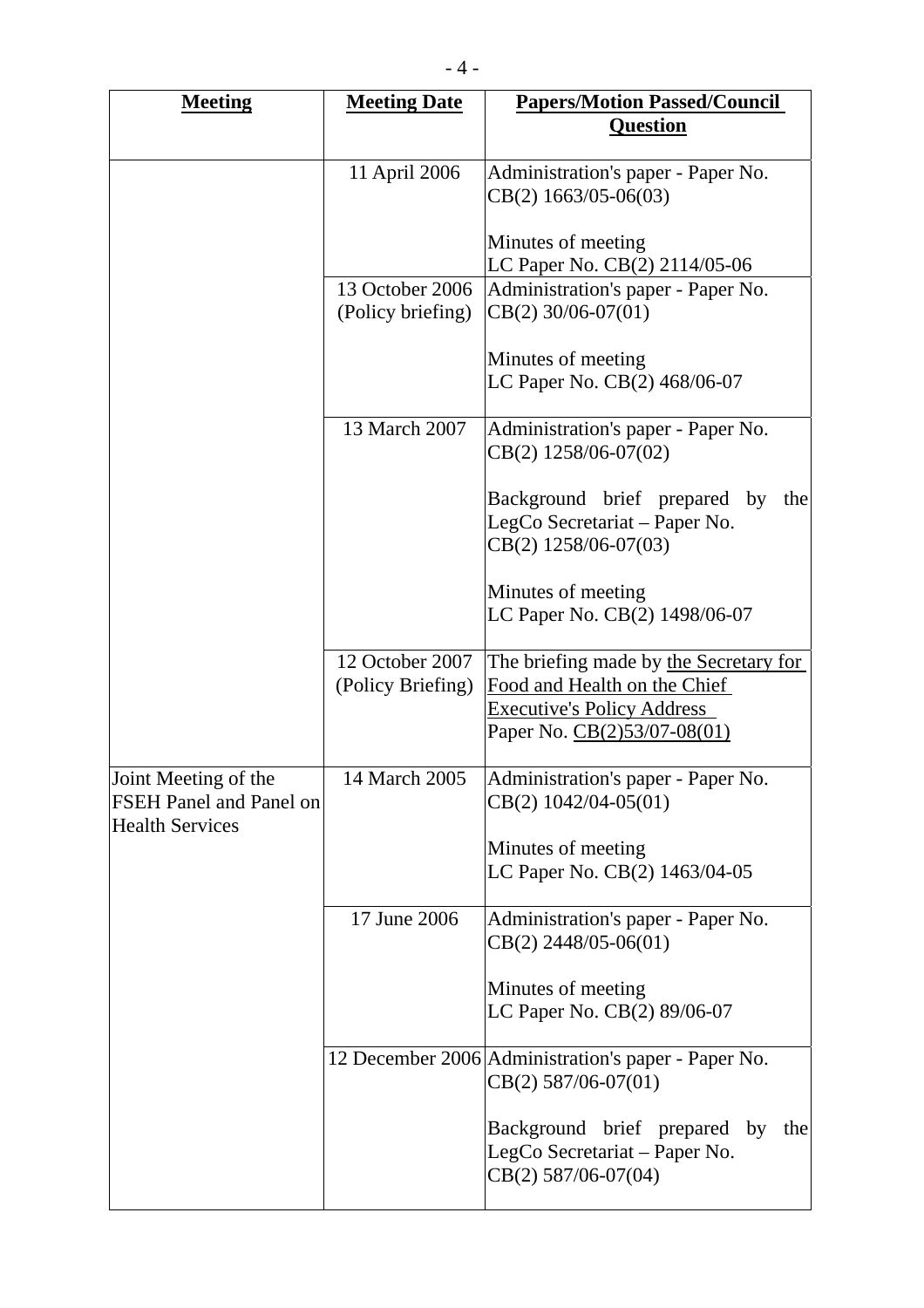| **Meeting** | **Meeting Date** | **Papers/Motion Passed/Council Question** |
|---|---|---|
| | 11 April 2006 | Administration's paper - Paper No. CB(2) 1663/05-06(03)<br><br>Minutes of meeting<br>LC Paper No. CB(2) 2114/05-06 |
| | 13 October 2006 (Policy briefing) | Administration's paper - Paper No. CB(2) 30/06-07(01)<br><br>Minutes of meeting<br>LC Paper No. CB(2) 468/06-07 |
| | 13 March 2007 | Administration's paper - Paper No. CB(2) 1258/06-07(02)<br><br>Background brief prepared by the LegCo Secretariat – Paper No. CB(2) 1258/06-07(03)<br><br>Minutes of meeting<br>LC Paper No. CB(2) 1498/06-07 |
| | 12 October 2007 (Policy Briefing) | The briefing made by the Secretary for Food and Health on the Chief Executive's Policy Address<br>Paper No. CB(2)53/07-08(01) |
| Joint Meeting of the FSEH Panel and Panel on Health Services | 14 March 2005 | Administration's paper - Paper No. CB(2) 1042/04-05(01)<br><br>Minutes of meeting<br>LC Paper No. CB(2) 1463/04-05 |
| | 17 June 2006 | Administration's paper - Paper No. CB(2) 2448/05-06(01)<br><br>Minutes of meeting<br>LC Paper No. CB(2) 89/06-07 |
| | 12 December 2006 | Administration's paper - Paper No. CB(2) 587/06-07(01)<br><br>Background brief prepared by the LegCo Secretariat – Paper No. CB(2) 587/06-07(04) |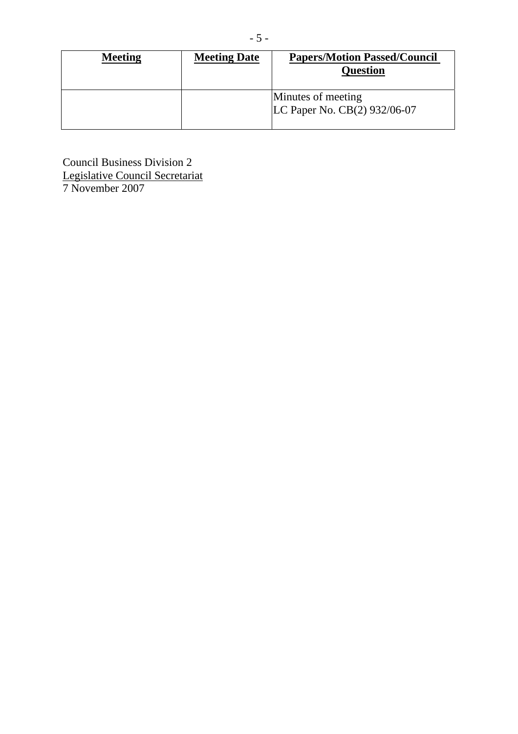| **Meeting** | **Meeting Date** | **Papers/Motion Passed/Council Question** |
|---|---|---|
| | | Minutes of meeting<br>LC Paper No. CB(2) 932/06-07 |

Council Business Division 2
Legislative Council Secretariat
7 November 2007